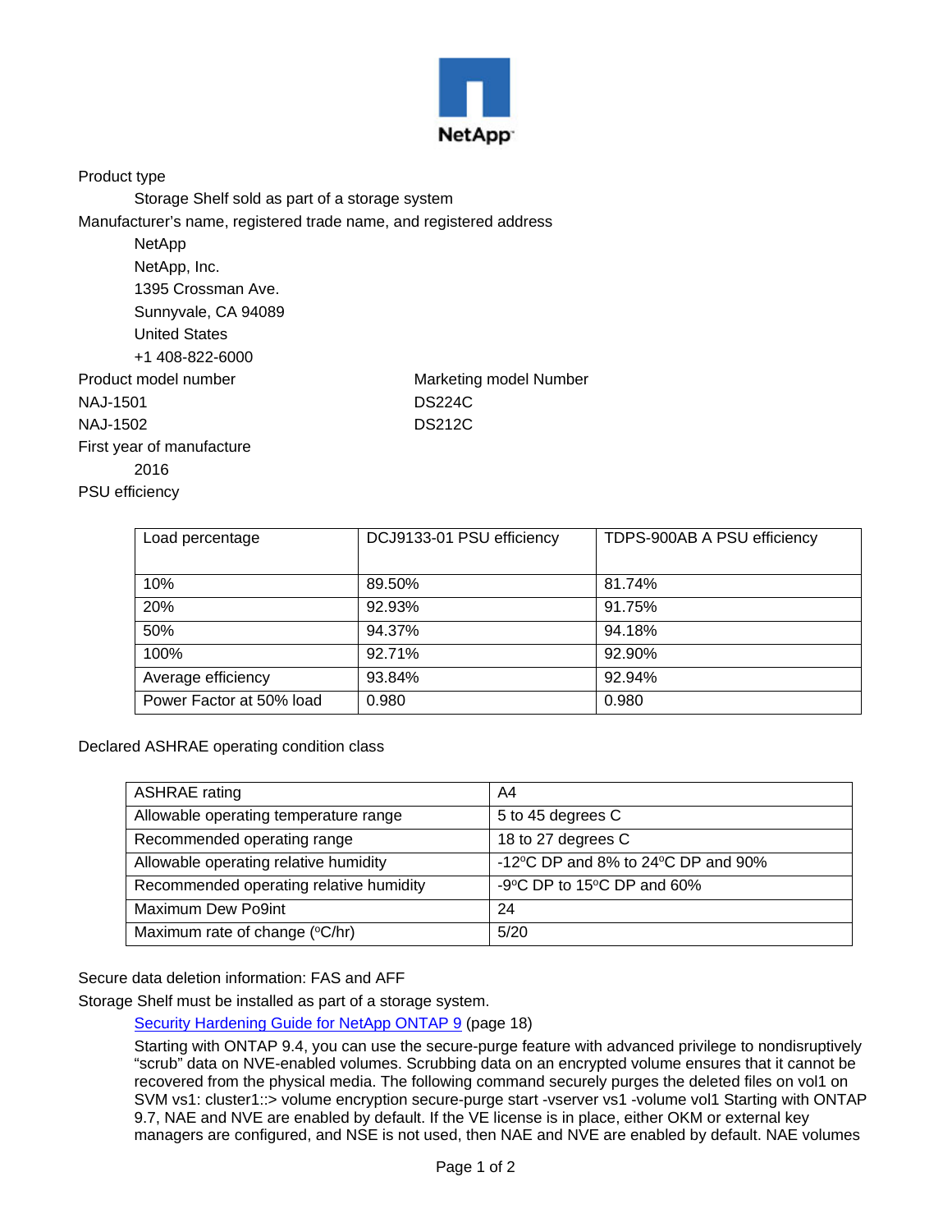NetApp

Product type

Storage Shelf sold as part of a storage system

Manufacturer's name, registered trade name, and registered address

NetApp
NetApp, Inc.
1395 Crossman Ave.
Sunnyvale, CA 94089
United States
+1 408-822-6000

| Product model number | Marketing model Number |
|---|---|
| NAJ-1501 | DS224C |
| NAJ-1502 | DS212C |

First year of manufacture

2016

PSU efficiency

| Load percentage | DCJ9133-01 PSU efficiency | TDPS-900AB A PSU efficiency |
|---|---|---|
| 10% | 89.50% | 81.74% |
| 20% | 92.93% | 91.75% |
| 50% | 94.37% | 94.18% |
| 100% | 92.71% | 92.90% |
| Average efficiency | 93.84% | 92.94% |
| Power Factor at 50% load | 0.980 | 0.980 |

Declared ASHRAE operating condition class

| ASHRAE rating | A4 |
|---|---|
| Allowable operating temperature range | 5 to 45 degrees C |
| Recommended operating range | 18 to 27 degrees C |
| Allowable operating relative humidity | -12ºC DP and 8% to 24ºC DP and 90% |
| Recommended operating relative humidity | -9ºC DP to 15ºC DP and 60% |
| Maximum Dew Po9int | 24 |
| Maximum rate of change (ºC/hr) | 5/20 |

Secure data deletion information: FAS and AFF

Storage Shelf must be installed as part of a storage system.

[Security Hardening Guide for NetApp ONTAP 9] (page 18)

Starting with ONTAP 9.4, you can use the secure-purge feature with advanced privilege to nondisruptively "scrub" data on NVE-enabled volumes. Scrubbing data on an encrypted volume ensures that it cannot be recovered from the physical media. The following command securely purges the deleted files on vol1 on SVM vs1: cluster1::> volume encryption secure-purge start -vserver vs1 -volume vol1 Starting with ONTAP 9.7, NAE and NVE are enabled by default. If the VE license is in place, either OKM or external key managers are configured, and NSE is not used, then NAE and NVE are enabled by default. NAE volumes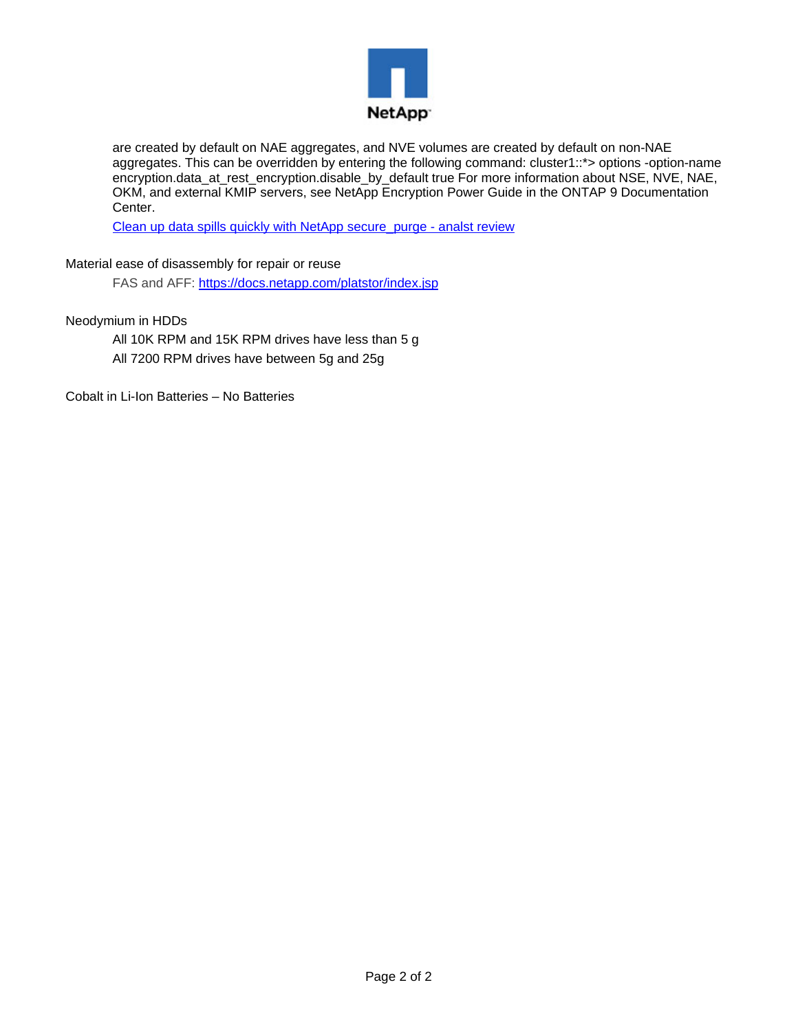are created by default on NAE aggregates, and NVE volumes are created by default on non-NAE aggregates. This can be overridden by entering the following command: cluster1::*> options -option-name encryption.data_at_rest_encryption.disable_by_default true For more information about NSE, NVE, NAE, OKM, and external KMIP servers, see NetApp Encryption Power Guide in the ONTAP 9 Documentation Center.

[Clean up data spills quickly with NetApp secure_purge - analst review]()

Material ease of disassembly for repair or reuse

FAS and AFF: [https://docs.netapp.com/platstor/index.jsp](https://docs.netapp.com/platstor/index.jsp)

Neodymium in HDDs

All 10K RPM and 15K RPM drives have less than 5 g

All 7200 RPM drives have between 5g and 25g

Cobalt in Li-Ion Batteries – No Batteries